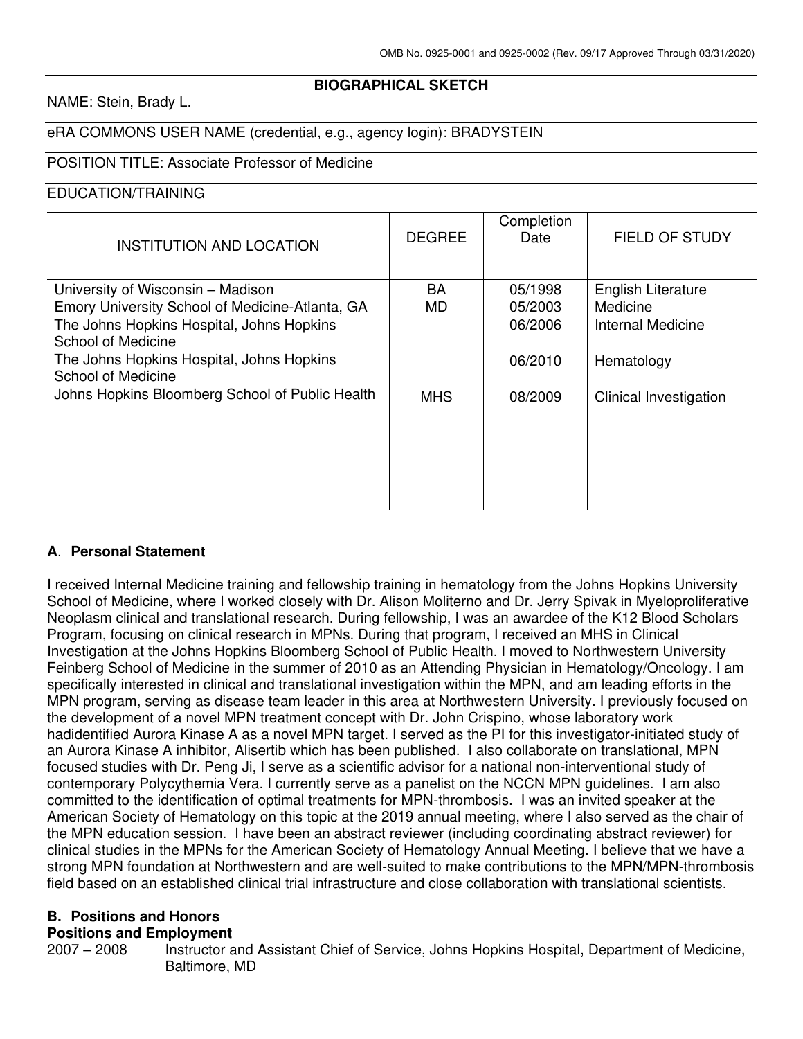OMB No. 0925-0001 and 0925-0002 (Rev. 09/17 Approved Through 03/31/2020)

# BIOGRAPHICAL SKETCH

NAME: Stein, Brady L.

eRA COMMONS USER NAME (credential, e.g., agency login): BRADYSTEIN

POSITION TITLE: Associate Professor of Medicine

EDUCATION/TRAINING

| INSTITUTION AND LOCATION | DEGREE | Completion Date | FIELD OF STUDY |
|---|---|---|---|
| University of Wisconsin – Madison | BA | 05/1998 | English Literature |
| Emory University School of Medicine-Atlanta, GA | MD | 05/2003 | Medicine |
| The Johns Hopkins Hospital, Johns Hopkins School of Medicine | | 06/2006 | Internal Medicine |
| The Johns Hopkins Hospital, Johns Hopkins School of Medicine | | 06/2010 | Hematology |
| Johns Hopkins Bloomberg School of Public Health | MHS | 08/2009 | Clinical Investigation |

## A. Personal Statement

I received Internal Medicine training and fellowship training in hematology from the Johns Hopkins University School of Medicine, where I worked closely with Dr. Alison Moliterno and Dr. Jerry Spivak in Myeloproliferative Neoplasm clinical and translational research. During fellowship, I was an awardee of the K12 Blood Scholars Program, focusing on clinical research in MPNs. During that program, I received an MHS in Clinical Investigation at the Johns Hopkins Bloomberg School of Public Health. I moved to Northwestern University Feinberg School of Medicine in the summer of 2010 as an Attending Physician in Hematology/Oncology. I am specifically interested in clinical and translational investigation within the MPN, and am leading efforts in the MPN program, serving as disease team leader in this area at Northwestern University. I previously focused on the development of a novel MPN treatment concept with Dr. John Crispino, whose laboratory work hadidentified Aurora Kinase A as a novel MPN target. I served as the PI for this investigator-initiated study of an Aurora Kinase A inhibitor, Alisertib which has been published. I also collaborate on translational, MPN focused studies with Dr. Peng Ji, I serve as a scientific advisor for a national non-interventional study of contemporary Polycythemia Vera. I currently serve as a panelist on the NCCN MPN guidelines. I am also committed to the identification of optimal treatments for MPN-thrombosis. I was an invited speaker at the American Society of Hematology on this topic at the 2019 annual meeting, where I also served as the chair of the MPN education session. I have been an abstract reviewer (including coordinating abstract reviewer) for clinical studies in the MPNs for the American Society of Hematology Annual Meeting. I believe that we have a strong MPN foundation at Northwestern and are well-suited to make contributions to the MPN/MPN-thrombosis field based on an established clinical trial infrastructure and close collaboration with translational scientists.

## B. Positions and Honors

### Positions and Employment

2007 – 2008 Instructor and Assistant Chief of Service, Johns Hopkins Hospital, Department of Medicine, Baltimore, MD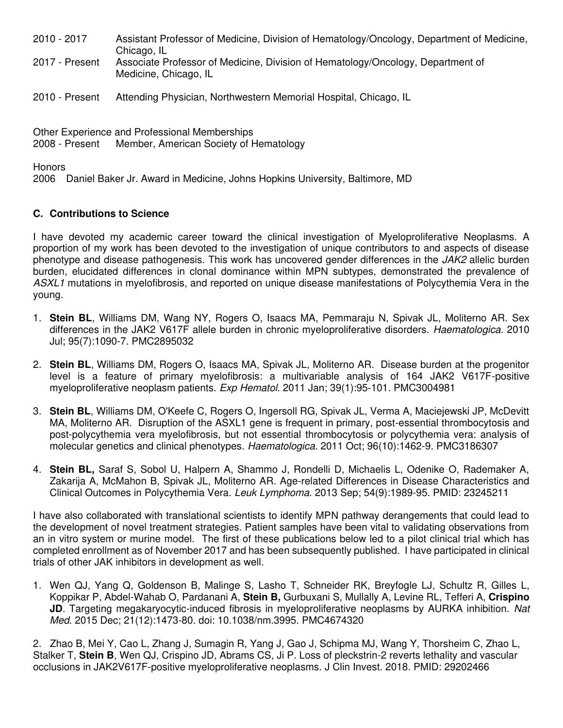2010 - 2017 Assistant Professor of Medicine, Division of Hematology/Oncology, Department of Medicine, Chicago, IL

2017 - Present Associate Professor of Medicine, Division of Hematology/Oncology, Department of Medicine, Chicago, IL

2010 - Present Attending Physician, Northwestern Memorial Hospital, Chicago, IL

Other Experience and Professional Memberships

2008 - Present Member, American Society of Hematology

Honors

2006 Daniel Baker Jr. Award in Medicine, Johns Hopkins University, Baltimore, MD

## C. Contributions to Science

I have devoted my academic career toward the clinical investigation of Myeloproliferative Neoplasms. A proportion of my work has been devoted to the investigation of unique contributors to and aspects of disease phenotype and disease pathogenesis. This work has uncovered gender differences in the *JAK2* allelic burden burden, elucidated differences in clonal dominance within MPN subtypes, demonstrated the prevalence of *ASXL1* mutations in myelofibrosis, and reported on unique disease manifestations of Polycythemia Vera in the young.

1. **Stein BL**, Williams DM, Wang NY, Rogers O, Isaacs MA, Pemmaraju N, Spivak JL, Moliterno AR. Sex differences in the JAK2 V617F allele burden in chronic myeloproliferative disorders. *Haematologica*. 2010 Jul; 95(7):1090-7. PMC2895032

2. **Stein BL**, Williams DM, Rogers O, Isaacs MA, Spivak JL, Moliterno AR. Disease burden at the progenitor level is a feature of primary myelofibrosis: a multivariable analysis of 164 JAK2 V617F-positive myeloproliferative neoplasm patients. *Exp Hematol*. 2011 Jan; 39(1):95-101. PMC3004981

3. **Stein BL**, Williams DM, O'Keefe C, Rogers O, Ingersoll RG, Spivak JL, Verma A, Maciejewski JP, McDevitt MA, Moliterno AR. Disruption of the ASXL1 gene is frequent in primary, post-essential thrombocytosis and post-polycythemia vera myelofibrosis, but not essential thrombocytosis or polycythemia vera: analysis of molecular genetics and clinical phenotypes. *Haematologica*. 2011 Oct; 96(10):1462-9. PMC3186307

4. **Stein BL,** Saraf S, Sobol U, Halpern A, Shammo J, Rondelli D, Michaelis L, Odenike O, Rademaker A, Zakarija A, McMahon B, Spivak JL, Moliterno AR. Age-related Differences in Disease Characteristics and Clinical Outcomes in Polycythemia Vera. *Leuk Lymphoma*. 2013 Sep; 54(9):1989-95. PMID: 23245211

I have also collaborated with translational scientists to identify MPN pathway derangements that could lead to the development of novel treatment strategies. Patient samples have been vital to validating observations from an in vitro system or murine model. The first of these publications below led to a pilot clinical trial which has completed enrollment as of November 2017 and has been subsequently published. I have participated in clinical trials of other JAK inhibitors in development as well.

1. Wen QJ, Yang Q, Goldenson B, Malinge S, Lasho T, Schneider RK, Breyfogle LJ, Schultz R, Gilles L, Koppikar P, Abdel-Wahab O, Pardanani A, **Stein B,** Gurbuxani S, Mullally A, Levine RL, Tefferi A, **Crispino JD**. Targeting megakaryocytic-induced fibrosis in myeloproliferative neoplasms by AURKA inhibition. *Nat Med*. 2015 Dec; 21(12):1473-80. doi: 10.1038/nm.3995. PMC4674320

2. Zhao B, Mei Y, Cao L, Zhang J, Sumagin R, Yang J, Gao J, Schipma MJ, Wang Y, Thorsheim C, Zhao L, Stalker T, **Stein B**, Wen QJ, Crispino JD, Abrams CS, Ji P. Loss of pleckstrin-2 reverts lethality and vascular occlusions in JAK2V617F-positive myeloproliferative neoplasms. J Clin Invest. 2018. PMID: 29202466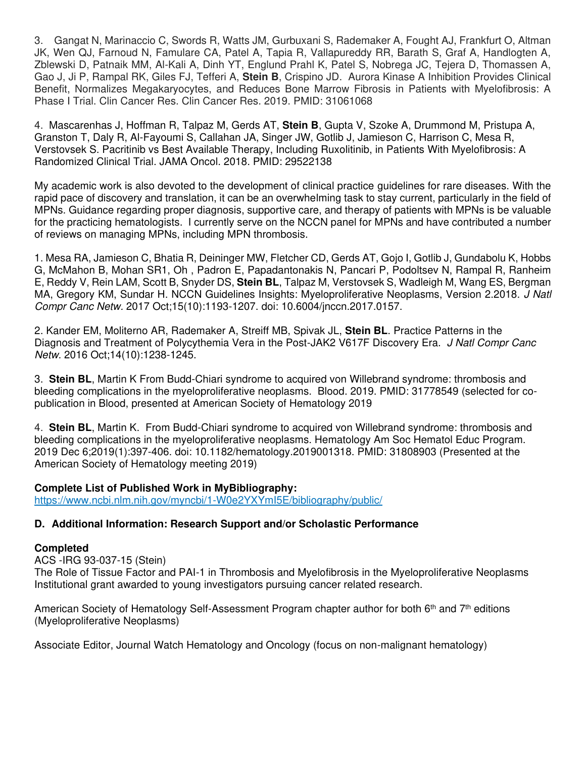3. Gangat N, Marinaccio C, Swords R, Watts JM, Gurbuxani S, Rademaker A, Fought AJ, Frankfurt O, Altman JK, Wen QJ, Farnoud N, Famulare CA, Patel A, Tapia R, Vallapureddy RR, Barath S, Graf A, Handlogten A, Zblewski D, Patnaik MM, Al-Kali A, Dinh YT, Englund Prahl K, Patel S, Nobrega JC, Tejera D, Thomassen A, Gao J, Ji P, Rampal RK, Giles FJ, Tefferi A, **Stein B**, Crispino JD. Aurora Kinase A Inhibition Provides Clinical Benefit, Normalizes Megakaryocytes, and Reduces Bone Marrow Fibrosis in Patients with Myelofibrosis: A Phase I Trial. Clin Cancer Res. Clin Cancer Res. 2019. PMID: 31061068

4. Mascarenhas J, Hoffman R, Talpaz M, Gerds AT, **Stein B**, Gupta V, Szoke A, Drummond M, Pristupa A, Granston T, Daly R, Al-Fayoumi S, Callahan JA, Singer JW, Gotlib J, Jamieson C, Harrison C, Mesa R, Verstovsek S. Pacritinib vs Best Available Therapy, Including Ruxolitinib, in Patients With Myelofibrosis: A Randomized Clinical Trial. JAMA Oncol. 2018. PMID: 29522138

My academic work is also devoted to the development of clinical practice guidelines for rare diseases. With the rapid pace of discovery and translation, it can be an overwhelming task to stay current, particularly in the field of MPNs. Guidance regarding proper diagnosis, supportive care, and therapy of patients with MPNs is be valuable for the practicing hematologists. I currently serve on the NCCN panel for MPNs and have contributed a number of reviews on managing MPNs, including MPN thrombosis.

1. Mesa RA, Jamieson C, Bhatia R, Deininger MW, Fletcher CD, Gerds AT, Gojo I, Gotlib J, Gundabolu K, Hobbs G, McMahon B, Mohan SR1, Oh , Padron E, Papadantonakis N, Pancari P, Podoltsev N, Rampal R, Ranheim E, Reddy V, Rein LAM, Scott B, Snyder DS, **Stein BL**, Talpaz M, Verstovsek S, Wadleigh M, Wang ES, Bergman MA, Gregory KM, Sundar H. NCCN Guidelines Insights: Myeloproliferative Neoplasms, Version 2.2018. *J Natl Compr Canc Netw.* 2017 Oct;15(10):1193-1207. doi: 10.6004/jnccn.2017.0157.

2. Kander EM, Moliterno AR, Rademaker A, Streiff MB, Spivak JL, **Stein BL**. Practice Patterns in the Diagnosis and Treatment of Polycythemia Vera in the Post-JAK2 V617F Discovery Era. *J Natl Compr Canc Netw*. 2016 Oct;14(10):1238-1245.

3. **Stein BL**, Martin K From Budd-Chiari syndrome to acquired von Willebrand syndrome: thrombosis and bleeding complications in the myeloproliferative neoplasms. Blood. 2019. PMID: 31778549 (selected for co-publication in Blood, presented at American Society of Hematology 2019

4. **Stein BL**, Martin K. From Budd-Chiari syndrome to acquired von Willebrand syndrome: thrombosis and bleeding complications in the myeloproliferative neoplasms. Hematology Am Soc Hematol Educ Program. 2019 Dec 6;2019(1):397-406. doi: 10.1182/hematology.2019001318. PMID: 31808903 (Presented at the American Society of Hematology meeting 2019)

**Complete List of Published Work in MyBibliography:**
https://www.ncbi.nlm.nih.gov/myncbi/1-W0e2YXYmI5E/bibliography/public/

### D. Additional Information: Research Support and/or Scholastic Performance

**Completed**
ACS -IRG 93-037-15 (Stein)
The Role of Tissue Factor and PAI-1 in Thrombosis and Myelofibrosis in the Myeloproliferative Neoplasms
Institutional grant awarded to young investigators pursuing cancer related research.

American Society of Hematology Self-Assessment Program chapter author for both 6th and 7th editions (Myeloproliferative Neoplasms)

Associate Editor, Journal Watch Hematology and Oncology (focus on non-malignant hematology)